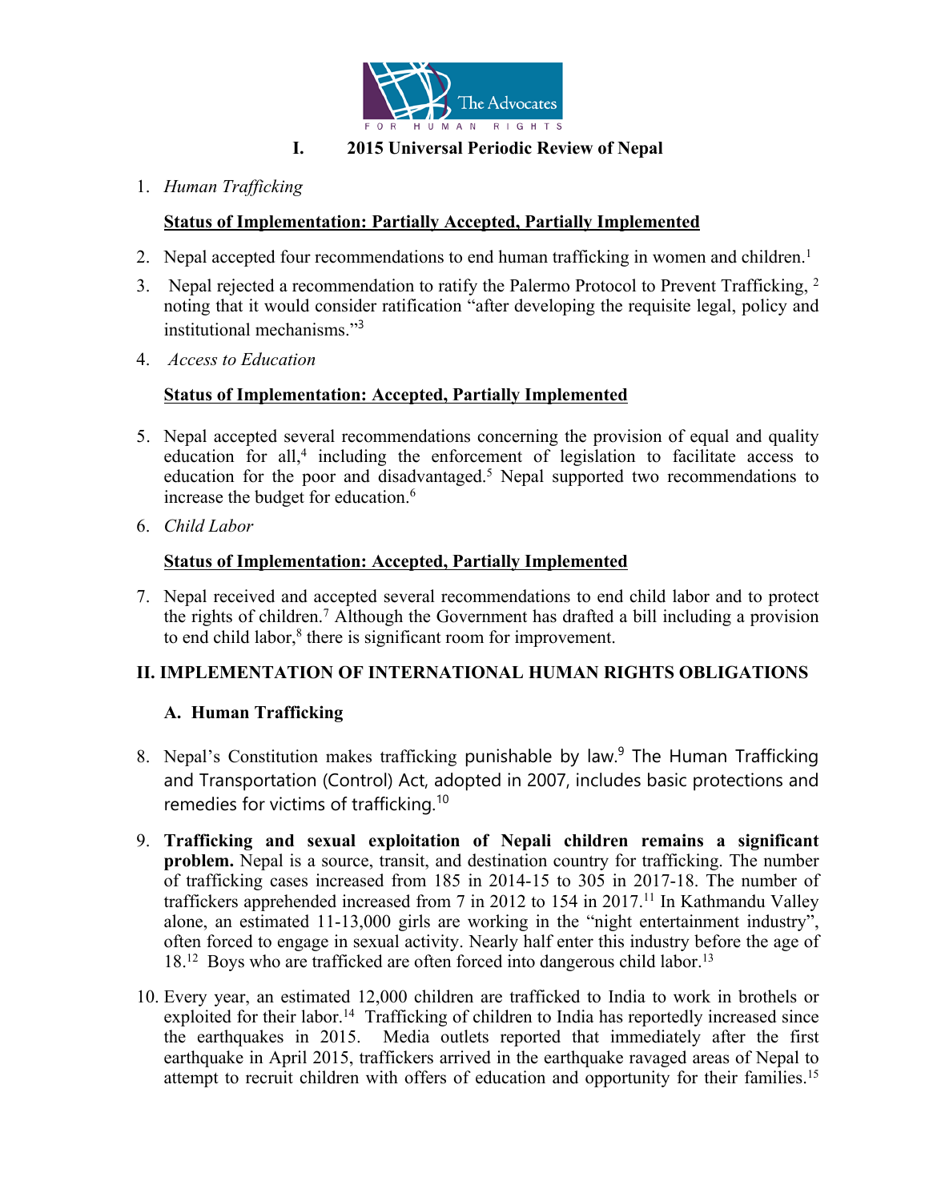# I. 2015 Universal Periodic Review of Nepal

1. *Human Trafficking*

   **Status of Implementation: Partially Accepted, Partially Implemented**

2. Nepal accepted four recommendations to end human trafficking in women and children.[1]

3. Nepal rejected a recommendation to ratify the Palermo Protocol to Prevent Trafficking,[2] noting that it would consider ratification "after developing the requisite legal, policy and institutional mechanisms."[3]

4. *Access to Education*

   **Status of Implementation: Accepted, Partially Implemented**

5. Nepal accepted several recommendations concerning the provision of equal and quality education for all,[4] including the enforcement of legislation to facilitate access to education for the poor and disadvantaged.[5] Nepal supported two recommendations to increase the budget for education.[6]

6. *Child Labor*

   **Status of Implementation: Accepted, Partially Implemented**

7. Nepal received and accepted several recommendations to end child labor and to protect the rights of children.[7] Although the Government has drafted a bill including a provision to end child labor,[8] there is significant room for improvement.

## II. IMPLEMENTATION OF INTERNATIONAL HUMAN RIGHTS OBLIGATIONS

### A. Human Trafficking

8. Nepal's Constitution makes trafficking punishable by law.[9] The Human Trafficking and Transportation (Control) Act, adopted in 2007, includes basic protections and remedies for victims of trafficking.[10]

9. **Trafficking and sexual exploitation of Nepali children remains a significant problem.** Nepal is a source, transit, and destination country for trafficking. The number of trafficking cases increased from 185 in 2014-15 to 305 in 2017-18. The number of traffickers apprehended increased from 7 in 2012 to 154 in 2017.[11] In Kathmandu Valley alone, an estimated 11-13,000 girls are working in the "night entertainment industry", often forced to engage in sexual activity. Nearly half enter this industry before the age of 18.[12] Boys who are trafficked are often forced into dangerous child labor.[13]

10. Every year, an estimated 12,000 children are trafficked to India to work in brothels or exploited for their labor.[14] Trafficking of children to India has reportedly increased since the earthquakes in 2015. Media outlets reported that immediately after the first earthquake in April 2015, traffickers arrived in the earthquake ravaged areas of Nepal to attempt to recruit children with offers of education and opportunity for their families.[15]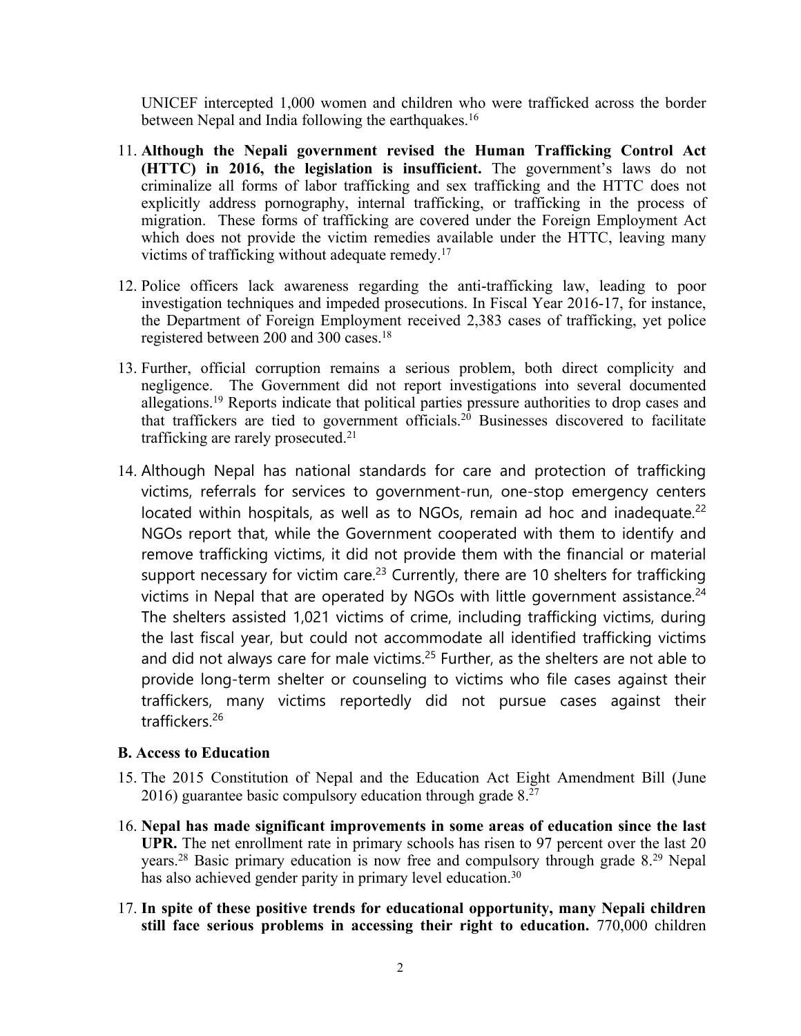UNICEF intercepted 1,000 women and children who were trafficked across the border between Nepal and India following the earthquakes.[16]

11. **Although the Nepali government revised the Human Trafficking Control Act (HTTC) in 2016, the legislation is insufficient.** The government's laws do not criminalize all forms of labor trafficking and sex trafficking and the HTTC does not explicitly address pornography, internal trafficking, or trafficking in the process of migration. These forms of trafficking are covered under the Foreign Employment Act which does not provide the victim remedies available under the HTTC, leaving many victims of trafficking without adequate remedy.[17]

12. Police officers lack awareness regarding the anti-trafficking law, leading to poor investigation techniques and impeded prosecutions. In Fiscal Year 2016-17, for instance, the Department of Foreign Employment received 2,383 cases of trafficking, yet police registered between 200 and 300 cases.[18]

13. Further, official corruption remains a serious problem, both direct complicity and negligence. The Government did not report investigations into several documented allegations.[19] Reports indicate that political parties pressure authorities to drop cases and that traffickers are tied to government officials.[20] Businesses discovered to facilitate trafficking are rarely prosecuted.[21]

14. Although Nepal has national standards for care and protection of trafficking victims, referrals for services to government-run, one-stop emergency centers located within hospitals, as well as to NGOs, remain ad hoc and inadequate.[22] NGOs report that, while the Government cooperated with them to identify and remove trafficking victims, it did not provide them with the financial or material support necessary for victim care.[23] Currently, there are 10 shelters for trafficking victims in Nepal that are operated by NGOs with little government assistance.[24] The shelters assisted 1,021 victims of crime, including trafficking victims, during the last fiscal year, but could not accommodate all identified trafficking victims and did not always care for male victims.[25] Further, as the shelters are not able to provide long-term shelter or counseling to victims who file cases against their traffickers, many victims reportedly did not pursue cases against their traffickers.[26]

### B. Access to Education

15. The 2015 Constitution of Nepal and the Education Act Eight Amendment Bill (June 2016) guarantee basic compulsory education through grade 8.[27]

16. **Nepal has made significant improvements in some areas of education since the last UPR.** The net enrollment rate in primary schools has risen to 97 percent over the last 20 years.[28] Basic primary education is now free and compulsory through grade 8.[29] Nepal has also achieved gender parity in primary level education.[30]

17. **In spite of these positive trends for educational opportunity, many Nepali children still face serious problems in accessing their right to education.** 770,000 children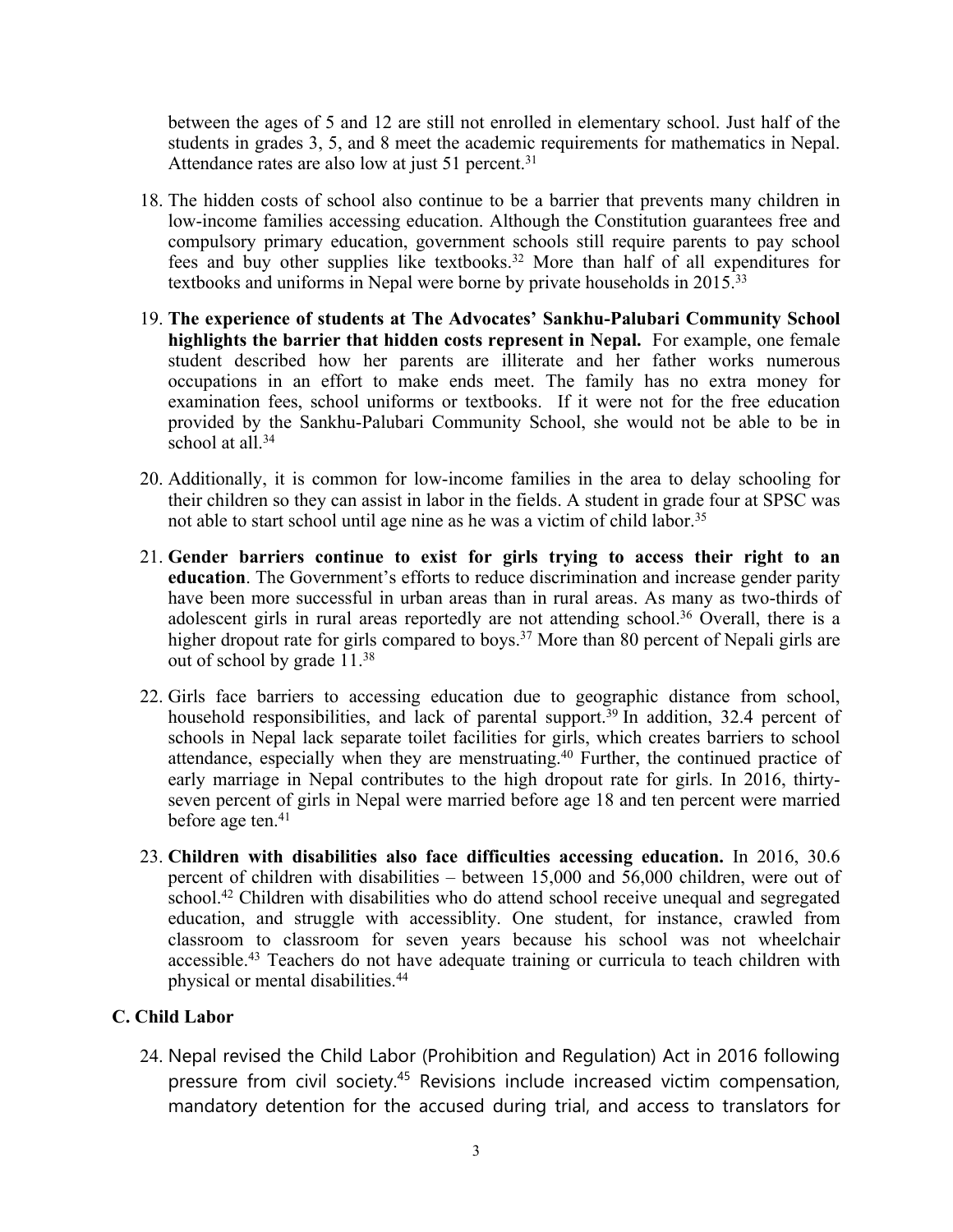between the ages of 5 and 12 are still not enrolled in elementary school. Just half of the students in grades 3, 5, and 8 meet the academic requirements for mathematics in Nepal. Attendance rates are also low at just 51 percent.[31]

18. The hidden costs of school also continue to be a barrier that prevents many children in low-income families accessing education. Although the Constitution guarantees free and compulsory primary education, government schools still require parents to pay school fees and buy other supplies like textbooks.[32] More than half of all expenditures for textbooks and uniforms in Nepal were borne by private households in 2015.[33]

19. **The experience of students at The Advocates' Sankhu-Palubari Community School highlights the barrier that hidden costs represent in Nepal.** For example, one female student described how her parents are illiterate and her father works numerous occupations in an effort to make ends meet. The family has no extra money for examination fees, school uniforms or textbooks. If it were not for the free education provided by the Sankhu-Palubari Community School, she would not be able to be in school at all.[34]

20. Additionally, it is common for low-income families in the area to delay schooling for their children so they can assist in labor in the fields. A student in grade four at SPSC was not able to start school until age nine as he was a victim of child labor.[35]

21. **Gender barriers continue to exist for girls trying to access their right to an education**. The Government's efforts to reduce discrimination and increase gender parity have been more successful in urban areas than in rural areas. As many as two-thirds of adolescent girls in rural areas reportedly are not attending school.[36] Overall, there is a higher dropout rate for girls compared to boys.[37] More than 80 percent of Nepali girls are out of school by grade 11.[38]

22. Girls face barriers to accessing education due to geographic distance from school, household responsibilities, and lack of parental support.[39] In addition, 32.4 percent of schools in Nepal lack separate toilet facilities for girls, which creates barriers to school attendance, especially when they are menstruating.[40] Further, the continued practice of early marriage in Nepal contributes to the high dropout rate for girls. In 2016, thirty-seven percent of girls in Nepal were married before age 18 and ten percent were married before age ten.[41]

23. **Children with disabilities also face difficulties accessing education.** In 2016, 30.6 percent of children with disabilities – between 15,000 and 56,000 children, were out of school.[42] Children with disabilities who do attend school receive unequal and segregated education, and struggle with accessiblity. One student, for instance, crawled from classroom to classroom for seven years because his school was not wheelchair accessible.[43] Teachers do not have adequate training or curricula to teach children with physical or mental disabilities.[44]

### C. Child Labor

24. Nepal revised the Child Labor (Prohibition and Regulation) Act in 2016 following pressure from civil society.[45] Revisions include increased victim compensation, mandatory detention for the accused during trial, and access to translators for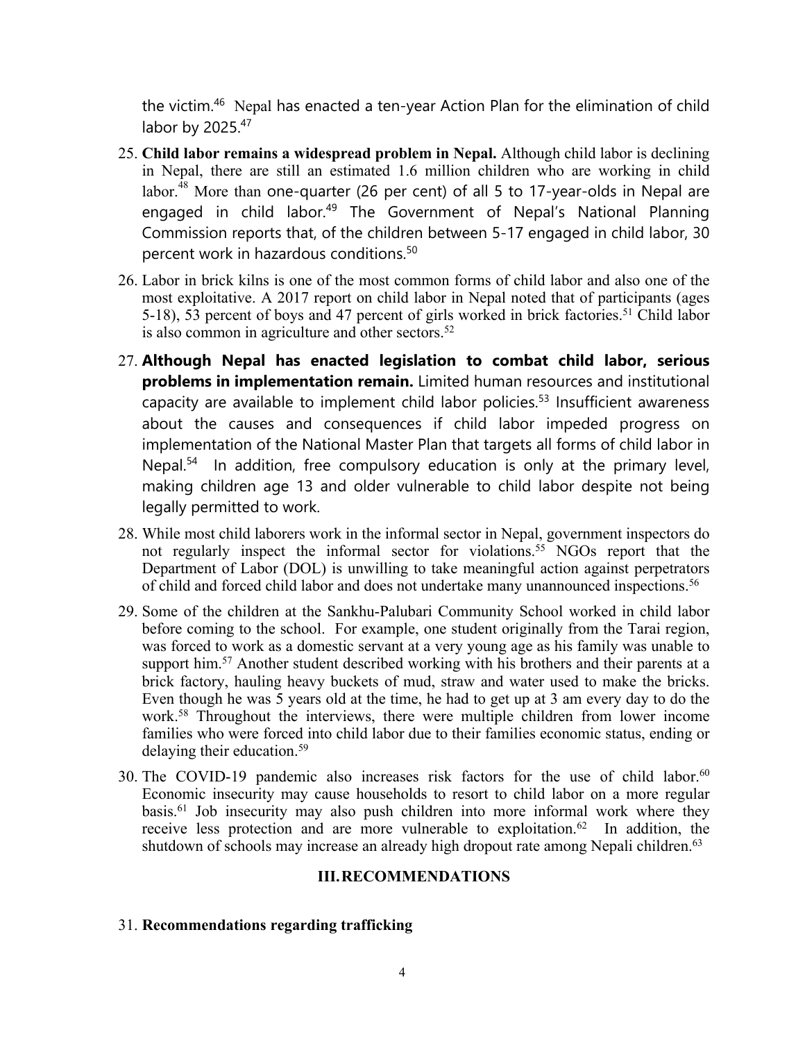the victim.[46] Nepal has enacted a ten-year Action Plan for the elimination of child labor by 2025.[47]

25. **Child labor remains a widespread problem in Nepal.** Although child labor is declining in Nepal, there are still an estimated 1.6 million children who are working in child labor.[48] More than one-quarter (26 per cent) of all 5 to 17-year-olds in Nepal are engaged in child labor.[49] The Government of Nepal's National Planning Commission reports that, of the children between 5-17 engaged in child labor, 30 percent work in hazardous conditions.[50]

26. Labor in brick kilns is one of the most common forms of child labor and also one of the most exploitative. A 2017 report on child labor in Nepal noted that of participants (ages 5-18), 53 percent of boys and 47 percent of girls worked in brick factories.[51] Child labor is also common in agriculture and other sectors.[52]

27. **Although Nepal has enacted legislation to combat child labor, serious problems in implementation remain.** Limited human resources and institutional capacity are available to implement child labor policies.[53] Insufficient awareness about the causes and consequences if child labor impeded progress on implementation of the National Master Plan that targets all forms of child labor in Nepal.[54] In addition, free compulsory education is only at the primary level, making children age 13 and older vulnerable to child labor despite not being legally permitted to work.

28. While most child laborers work in the informal sector in Nepal, government inspectors do not regularly inspect the informal sector for violations.[55] NGOs report that the Department of Labor (DOL) is unwilling to take meaningful action against perpetrators of child and forced child labor and does not undertake many unannounced inspections.[56]

29. Some of the children at the Sankhu-Palubari Community School worked in child labor before coming to the school. For example, one student originally from the Tarai region, was forced to work as a domestic servant at a very young age as his family was unable to support him.[57] Another student described working with his brothers and their parents at a brick factory, hauling heavy buckets of mud, straw and water used to make the bricks. Even though he was 5 years old at the time, he had to get up at 3 am every day to do the work.[58] Throughout the interviews, there were multiple children from lower income families who were forced into child labor due to their families economic status, ending or delaying their education.[59]

30. The COVID-19 pandemic also increases risk factors for the use of child labor.[60] Economic insecurity may cause households to resort to child labor on a more regular basis.[61] Job insecurity may also push children into more informal work where they receive less protection and are more vulnerable to exploitation.[62] In addition, the shutdown of schools may increase an already high dropout rate among Nepali children.[63]

## III. RECOMMENDATIONS

31. **Recommendations regarding trafficking**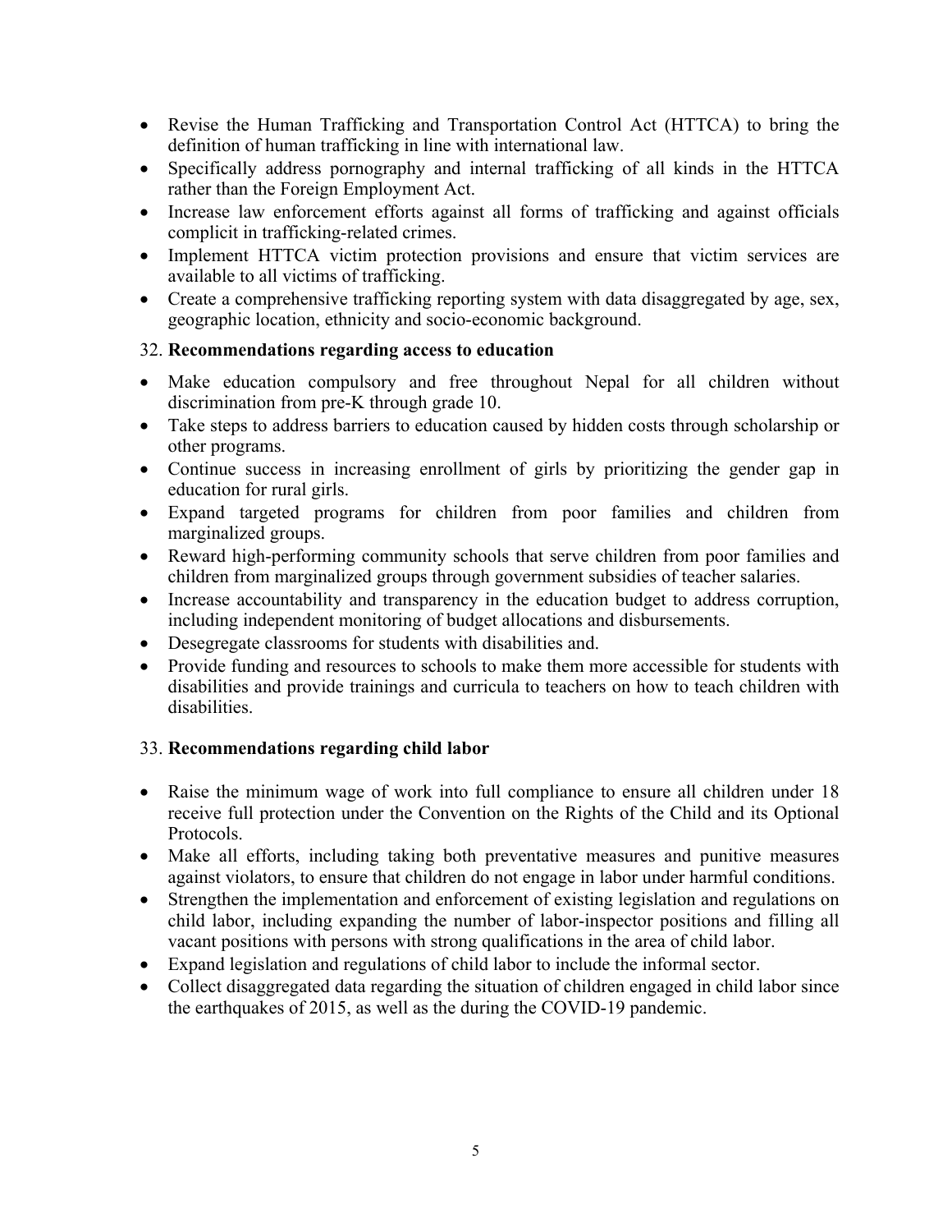- Revise the Human Trafficking and Transportation Control Act (HTTCA) to bring the definition of human trafficking in line with international law.
- Specifically address pornography and internal trafficking of all kinds in the HTTCA rather than the Foreign Employment Act.
- Increase law enforcement efforts against all forms of trafficking and against officials complicit in trafficking-related crimes.
- Implement HTTCA victim protection provisions and ensure that victim services are available to all victims of trafficking.
- Create a comprehensive trafficking reporting system with data disaggregated by age, sex, geographic location, ethnicity and socio-economic background.

32. **Recommendations regarding access to education**

- Make education compulsory and free throughout Nepal for all children without discrimination from pre-K through grade 10.
- Take steps to address barriers to education caused by hidden costs through scholarship or other programs.
- Continue success in increasing enrollment of girls by prioritizing the gender gap in education for rural girls.
- Expand targeted programs for children from poor families and children from marginalized groups.
- Reward high-performing community schools that serve children from poor families and children from marginalized groups through government subsidies of teacher salaries.
- Increase accountability and transparency in the education budget to address corruption, including independent monitoring of budget allocations and disbursements.
- Desegregate classrooms for students with disabilities and.
- Provide funding and resources to schools to make them more accessible for students with disabilities and provide trainings and curricula to teachers on how to teach children with disabilities.

33. **Recommendations regarding child labor**

- Raise the minimum wage of work into full compliance to ensure all children under 18 receive full protection under the Convention on the Rights of the Child and its Optional Protocols.
- Make all efforts, including taking both preventative measures and punitive measures against violators, to ensure that children do not engage in labor under harmful conditions.
- Strengthen the implementation and enforcement of existing legislation and regulations on child labor, including expanding the number of labor-inspector positions and filling all vacant positions with persons with strong qualifications in the area of child labor.
- Expand legislation and regulations of child labor to include the informal sector.
- Collect disaggregated data regarding the situation of children engaged in child labor since the earthquakes of 2015, as well as the during the COVID-19 pandemic.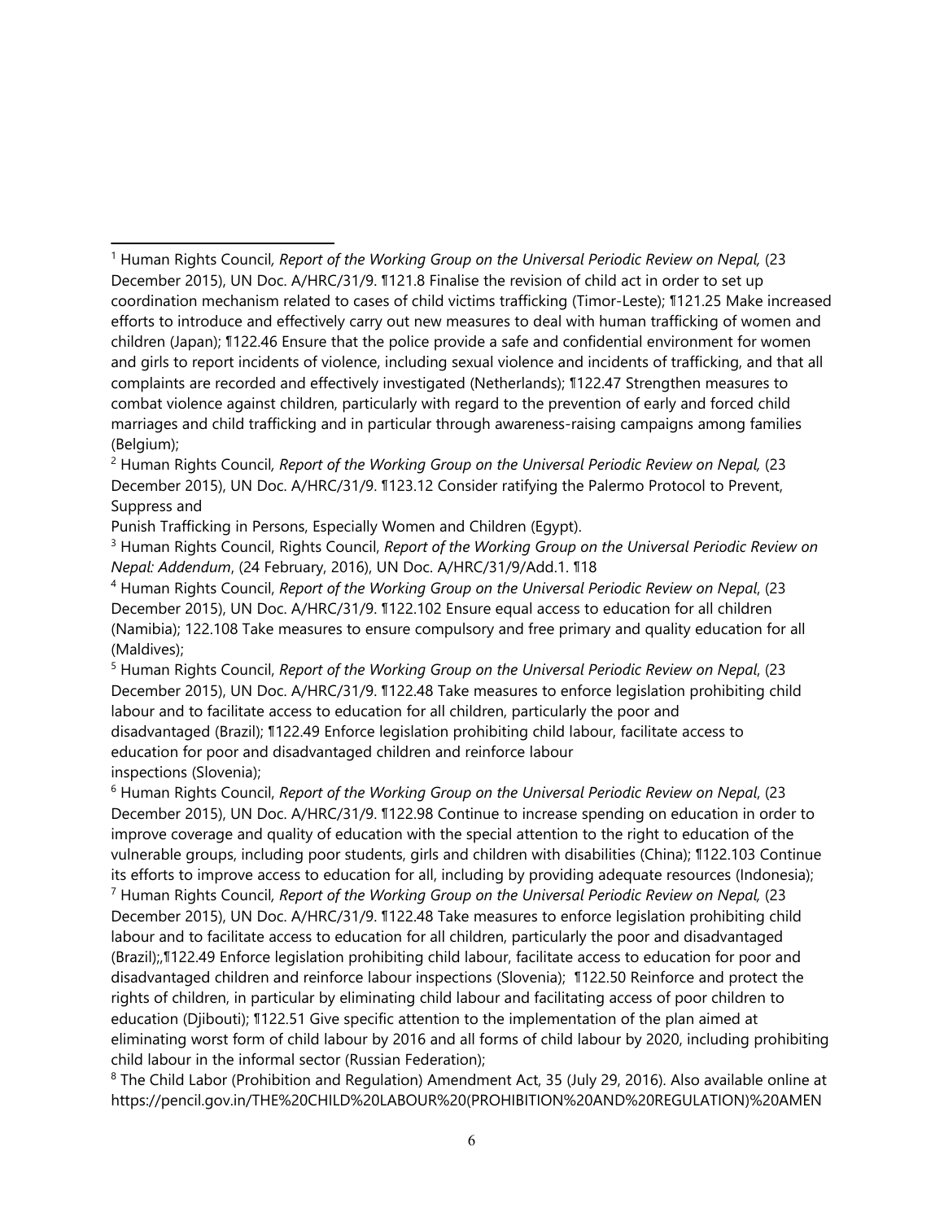[1] Human Rights Council*, Report of the Working Group on the Universal Periodic Review on Nepal,* (23 December 2015), UN Doc. A/HRC/31/9. ¶121.8 Finalise the revision of child act in order to set up coordination mechanism related to cases of child victims trafficking (Timor-Leste); ¶121.25 Make increased efforts to introduce and effectively carry out new measures to deal with human trafficking of women and children (Japan); ¶122.46 Ensure that the police provide a safe and confidential environment for women and girls to report incidents of violence, including sexual violence and incidents of trafficking, and that all complaints are recorded and effectively investigated (Netherlands); ¶122.47 Strengthen measures to combat violence against children, particularly with regard to the prevention of early and forced child marriages and child trafficking and in particular through awareness-raising campaigns among families (Belgium);

[2] Human Rights Council*, Report of the Working Group on the Universal Periodic Review on Nepal,* (23 December 2015), UN Doc. A/HRC/31/9. ¶123.12 Consider ratifying the Palermo Protocol to Prevent, Suppress and
Punish Trafficking in Persons, Especially Women and Children (Egypt).

[3] Human Rights Council, Rights Council, *Report of the Working Group on the Universal Periodic Review on Nepal: Addendum*, (24 February, 2016), UN Doc. A/HRC/31/9/Add.1. ¶18

[4] Human Rights Council, *Report of the Working Group on the Universal Periodic Review on Nepal*, (23 December 2015), UN Doc. A/HRC/31/9. ¶122.102 Ensure equal access to education for all children (Namibia); 122.108 Take measures to ensure compulsory and free primary and quality education for all (Maldives);

[5] Human Rights Council, *Report of the Working Group on the Universal Periodic Review on Nepal*, (23 December 2015), UN Doc. A/HRC/31/9. ¶122.48 Take measures to enforce legislation prohibiting child labour and to facilitate access to education for all children, particularly the poor and disadvantaged (Brazil); ¶122.49 Enforce legislation prohibiting child labour, facilitate access to education for poor and disadvantaged children and reinforce labour inspections (Slovenia);

[6] Human Rights Council, *Report of the Working Group on the Universal Periodic Review on Nepal*, (23 December 2015), UN Doc. A/HRC/31/9. ¶122.98 Continue to increase spending on education in order to improve coverage and quality of education with the special attention to the right to education of the vulnerable groups, including poor students, girls and children with disabilities (China); ¶122.103 Continue its efforts to improve access to education for all, including by providing adequate resources (Indonesia);

[7] Human Rights Council*, Report of the Working Group on the Universal Periodic Review on Nepal,* (23 December 2015), UN Doc. A/HRC/31/9. ¶122.48 Take measures to enforce legislation prohibiting child labour and to facilitate access to education for all children, particularly the poor and disadvantaged (Brazil);,¶122.49 Enforce legislation prohibiting child labour, facilitate access to education for poor and disadvantaged children and reinforce labour inspections (Slovenia); ¶122.50 Reinforce and protect the rights of children, in particular by eliminating child labour and facilitating access of poor children to education (Djibouti); ¶122.51 Give specific attention to the implementation of the plan aimed at eliminating worst form of child labour by 2016 and all forms of child labour by 2020, including prohibiting child labour in the informal sector (Russian Federation);

[8] The Child Labor (Prohibition and Regulation) Amendment Act, 35 (July 29, 2016). Also available online at https://pencil.gov.in/THE%20CHILD%20LABOUR%20(PROHIBITION%20AND%20REGULATION)%20AMEN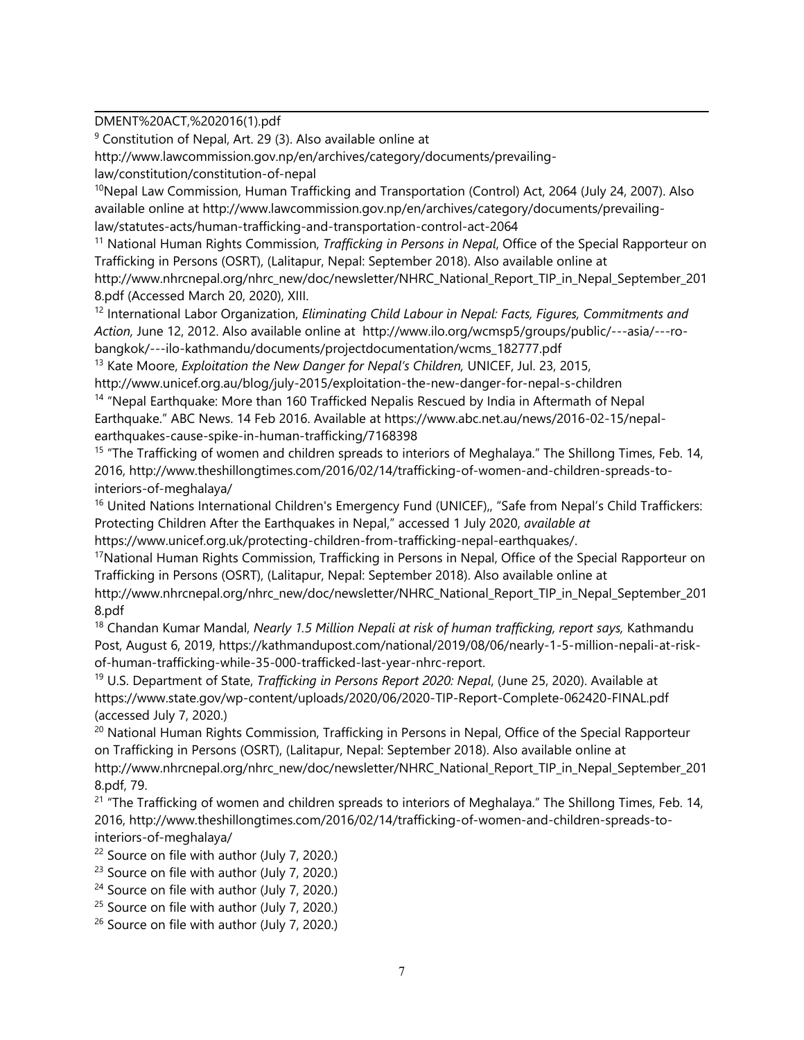DMENT%20ACT,%202016(1).pdf

[9] Constitution of Nepal, Art. 29 (3). Also available online at http://www.lawcommission.gov.np/en/archives/category/documents/prevailing-law/constitution/constitution-of-nepal

[10]Nepal Law Commission, Human Trafficking and Transportation (Control) Act, 2064 (July 24, 2007). Also available online at http://www.lawcommission.gov.np/en/archives/category/documents/prevailing-law/statutes-acts/human-trafficking-and-transportation-control-act-2064

[11] National Human Rights Commission, *Trafficking in Persons in Nepal*, Office of the Special Rapporteur on Trafficking in Persons (OSRT), (Lalitapur, Nepal: September 2018). Also available online at http://www.nhrcnepal.org/nhrc_new/doc/newsletter/NHRC_National_Report_TIP_in_Nepal_September_2018.pdf (Accessed March 20, 2020), XIII.

[12] International Labor Organization, *Eliminating Child Labour in Nepal: Facts, Figures, Commitments and Action,* June 12, 2012. Also available online at http://www.ilo.org/wcmsp5/groups/public/---asia/---ro-bangkok/---ilo-kathmandu/documents/projectdocumentation/wcms_182777.pdf

[13] Kate Moore, *Exploitation the New Danger for Nepal's Children,* UNICEF, Jul. 23, 2015, http://www.unicef.org.au/blog/july-2015/exploitation-the-new-danger-for-nepal-s-children

[14] "Nepal Earthquake: More than 160 Trafficked Nepalis Rescued by India in Aftermath of Nepal Earthquake." ABC News. 14 Feb 2016. Available at https://www.abc.net.au/news/2016-02-15/nepal-earthquakes-cause-spike-in-human-trafficking/7168398

[15] "The Trafficking of women and children spreads to interiors of Meghalaya." The Shillong Times, Feb. 14, 2016, http://www.theshillongtimes.com/2016/02/14/trafficking-of-women-and-children-spreads-to-interiors-of-meghalaya/

[16] United Nations International Children's Emergency Fund (UNICEF),, "Safe from Nepal's Child Traffickers: Protecting Children After the Earthquakes in Nepal," accessed 1 July 2020, *available at* https://www.unicef.org.uk/protecting-children-from-trafficking-nepal-earthquakes/.

[17]National Human Rights Commission, Trafficking in Persons in Nepal, Office of the Special Rapporteur on Trafficking in Persons (OSRT), (Lalitapur, Nepal: September 2018). Also available online at http://www.nhrcnepal.org/nhrc_new/doc/newsletter/NHRC_National_Report_TIP_in_Nepal_September_2018.pdf

[18] Chandan Kumar Mandal, *Nearly 1.5 Million Nepali at risk of human trafficking, report says,* Kathmandu Post, August 6, 2019, https://kathmandupost.com/national/2019/08/06/nearly-1-5-million-nepali-at-risk-of-human-trafficking-while-35-000-trafficked-last-year-nhrc-report.

[19] U.S. Department of State, *Trafficking in Persons Report 2020: Nepal*, (June 25, 2020). Available at https://www.state.gov/wp-content/uploads/2020/06/2020-TIP-Report-Complete-062420-FINAL.pdf (accessed July 7, 2020.)

[20] National Human Rights Commission, Trafficking in Persons in Nepal, Office of the Special Rapporteur on Trafficking in Persons (OSRT), (Lalitapur, Nepal: September 2018). Also available online at http://www.nhrcnepal.org/nhrc_new/doc/newsletter/NHRC_National_Report_TIP_in_Nepal_September_2018.pdf, 79.

[21] "The Trafficking of women and children spreads to interiors of Meghalaya." The Shillong Times, Feb. 14, 2016, http://www.theshillongtimes.com/2016/02/14/trafficking-of-women-and-children-spreads-to-interiors-of-meghalaya/

[22] Source on file with author (July 7, 2020.)

[23] Source on file with author (July 7, 2020.)

[24] Source on file with author (July 7, 2020.)

[25] Source on file with author (July 7, 2020.)

[26] Source on file with author (July 7, 2020.)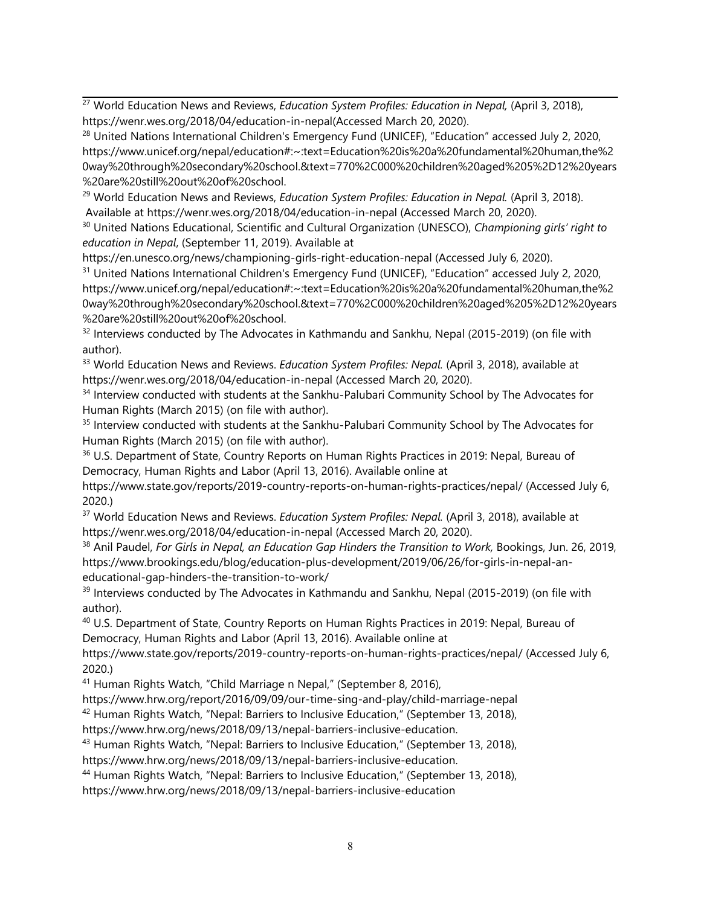[27] World Education News and Reviews, *Education System Profiles: Education in Nepal,* (April 3, 2018), https://wenr.wes.org/2018/04/education-in-nepal(Accessed March 20, 2020).

[28] United Nations International Children's Emergency Fund (UNICEF), "Education" accessed July 2, 2020, https://www.unicef.org/nepal/education#:~:text=Education%20is%20a%20fundamental%20human,the%20way%20through%20secondary%20school.&text=770%2C000%20children%20aged%205%2D12%20years%20are%20still%20out%20of%20school.

[29] World Education News and Reviews, *Education System Profiles: Education in Nepal.* (April 3, 2018). Available at https://wenr.wes.org/2018/04/education-in-nepal (Accessed March 20, 2020).

[30] United Nations Educational, Scientific and Cultural Organization (UNESCO), *Championing girls' right to education in Nepal*, (September 11, 2019). Available at https://en.unesco.org/news/championing-girls-right-education-nepal (Accessed July 6, 2020).

[31] United Nations International Children's Emergency Fund (UNICEF), "Education" accessed July 2, 2020, https://www.unicef.org/nepal/education#:~:text=Education%20is%20a%20fundamental%20human,the%20way%20through%20secondary%20school.&text=770%2C000%20children%20aged%205%2D12%20years%20are%20still%20out%20of%20school.

[32] Interviews conducted by The Advocates in Kathmandu and Sankhu, Nepal (2015-2019) (on file with author).

[33] World Education News and Reviews. *Education System Profiles: Nepal.* (April 3, 2018), available at https://wenr.wes.org/2018/04/education-in-nepal (Accessed March 20, 2020).

[34] Interview conducted with students at the Sankhu-Palubari Community School by The Advocates for Human Rights (March 2015) (on file with author).

[35] Interview conducted with students at the Sankhu-Palubari Community School by The Advocates for Human Rights (March 2015) (on file with author).

[36] U.S. Department of State, Country Reports on Human Rights Practices in 2019: Nepal, Bureau of Democracy, Human Rights and Labor (April 13, 2016). Available online at https://www.state.gov/reports/2019-country-reports-on-human-rights-practices/nepal/ (Accessed July 6, 2020.)

[37] World Education News and Reviews. *Education System Profiles: Nepal.* (April 3, 2018), available at https://wenr.wes.org/2018/04/education-in-nepal (Accessed March 20, 2020).

[38] Anil Paudel, *For Girls in Nepal, an Education Gap Hinders the Transition to Work,* Bookings, Jun. 26, 2019, https://www.brookings.edu/blog/education-plus-development/2019/06/26/for-girls-in-nepal-an-educational-gap-hinders-the-transition-to-work/

[39] Interviews conducted by The Advocates in Kathmandu and Sankhu, Nepal (2015-2019) (on file with author).

[40] U.S. Department of State, Country Reports on Human Rights Practices in 2019: Nepal, Bureau of Democracy, Human Rights and Labor (April 13, 2016). Available online at https://www.state.gov/reports/2019-country-reports-on-human-rights-practices/nepal/ (Accessed July 6, 2020.)

[41] Human Rights Watch, "Child Marriage n Nepal," (September 8, 2016), https://www.hrw.org/report/2016/09/09/our-time-sing-and-play/child-marriage-nepal

[42] Human Rights Watch, "Nepal: Barriers to Inclusive Education," (September 13, 2018), https://www.hrw.org/news/2018/09/13/nepal-barriers-inclusive-education.

[43] Human Rights Watch, "Nepal: Barriers to Inclusive Education," (September 13, 2018), https://www.hrw.org/news/2018/09/13/nepal-barriers-inclusive-education.

[44] Human Rights Watch, "Nepal: Barriers to Inclusive Education," (September 13, 2018), https://www.hrw.org/news/2018/09/13/nepal-barriers-inclusive-education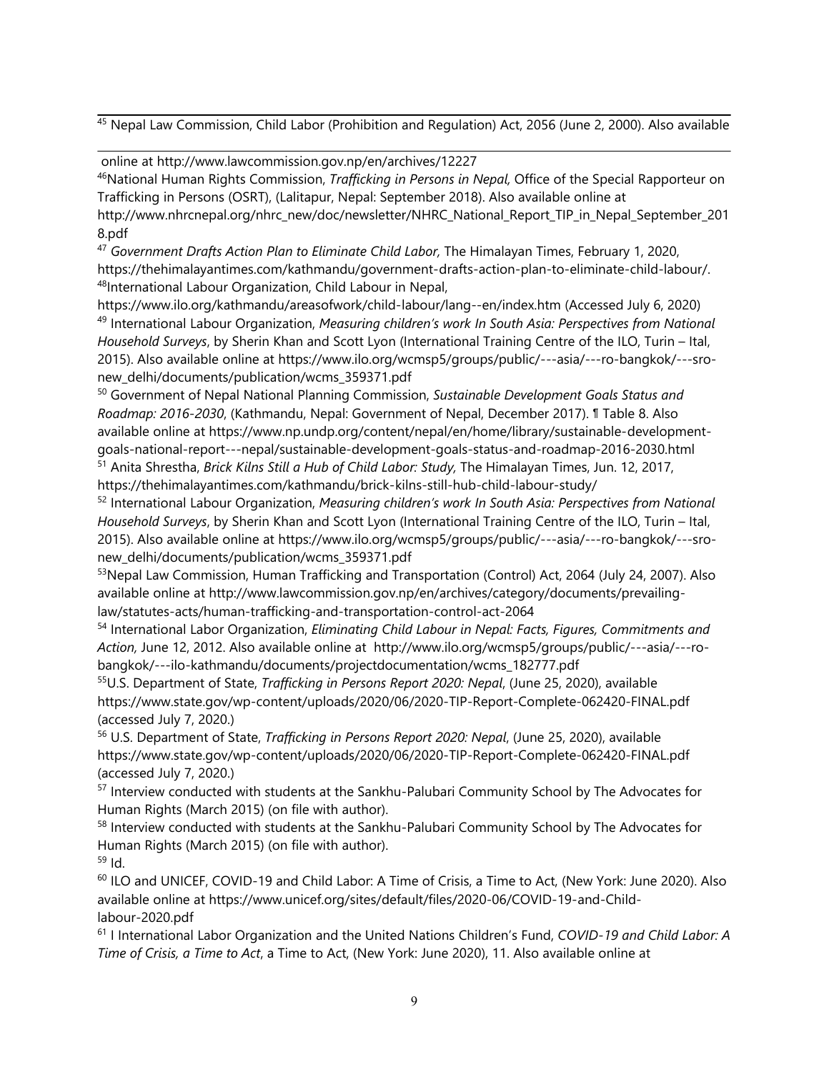[45] Nepal Law Commission, Child Labor (Prohibition and Regulation) Act, 2056 (June 2, 2000). Also available online at http://www.lawcommission.gov.np/en/archives/12227

[46]National Human Rights Commission, *Trafficking in Persons in Nepal,* Office of the Special Rapporteur on Trafficking in Persons (OSRT), (Lalitapur, Nepal: September 2018). Also available online at http://www.nhrcnepal.org/nhrc_new/doc/newsletter/NHRC_National_Report_TIP_in_Nepal_September_2018.pdf

[47] *Government Drafts Action Plan to Eliminate Child Labor,* The Himalayan Times, February 1, 2020, https://thehimalayantimes.com/kathmandu/government-drafts-action-plan-to-eliminate-child-labour/.

[48]International Labour Organization, Child Labour in Nepal, https://www.ilo.org/kathmandu/areasofwork/child-labour/lang--en/index.htm (Accessed July 6, 2020)

[49] International Labour Organization, *Measuring children's work In South Asia: Perspectives from National Household Surveys*, by Sherin Khan and Scott Lyon (International Training Centre of the ILO, Turin – Ital, 2015). Also available online at https://www.ilo.org/wcmsp5/groups/public/---asia/---ro-bangkok/---sro-new_delhi/documents/publication/wcms_359371.pdf

[50] Government of Nepal National Planning Commission, *Sustainable Development Goals Status and Roadmap: 2016-2030*, (Kathmandu, Nepal: Government of Nepal, December 2017). ¶ Table 8. Also available online at https://www.np.undp.org/content/nepal/en/home/library/sustainable-development-goals-national-report---nepal/sustainable-development-goals-status-and-roadmap-2016-2030.html

[51] Anita Shrestha, *Brick Kilns Still a Hub of Child Labor: Study,* The Himalayan Times, Jun. 12, 2017, https://thehimalayantimes.com/kathmandu/brick-kilns-still-hub-child-labour-study/

[52] International Labour Organization, *Measuring children's work In South Asia: Perspectives from National Household Surveys*, by Sherin Khan and Scott Lyon (International Training Centre of the ILO, Turin – Ital, 2015). Also available online at https://www.ilo.org/wcmsp5/groups/public/---asia/---ro-bangkok/---sro-new_delhi/documents/publication/wcms_359371.pdf

[53]Nepal Law Commission, Human Trafficking and Transportation (Control) Act, 2064 (July 24, 2007). Also available online at http://www.lawcommission.gov.np/en/archives/category/documents/prevailing-law/statutes-acts/human-trafficking-and-transportation-control-act-2064

[54] International Labor Organization, *Eliminating Child Labour in Nepal: Facts, Figures, Commitments and Action,* June 12, 2012. Also available online at http://www.ilo.org/wcmsp5/groups/public/---asia/---ro-bangkok/---ilo-kathmandu/documents/projectdocumentation/wcms_182777.pdf

[55]U.S. Department of State, *Trafficking in Persons Report 2020: Nepal*, (June 25, 2020), available https://www.state.gov/wp-content/uploads/2020/06/2020-TIP-Report-Complete-062420-FINAL.pdf (accessed July 7, 2020.)

[56] U.S. Department of State, *Trafficking in Persons Report 2020: Nepal*, (June 25, 2020), available https://www.state.gov/wp-content/uploads/2020/06/2020-TIP-Report-Complete-062420-FINAL.pdf (accessed July 7, 2020.)

[57] Interview conducted with students at the Sankhu-Palubari Community School by The Advocates for Human Rights (March 2015) (on file with author).

[58] Interview conducted with students at the Sankhu-Palubari Community School by The Advocates for Human Rights (March 2015) (on file with author).

[59] Id.

[60] ILO and UNICEF, COVID-19 and Child Labor: A Time of Crisis, a Time to Act, (New York: June 2020). Also available online at https://www.unicef.org/sites/default/files/2020-06/COVID-19-and-Child-labour-2020.pdf

[61] I International Labor Organization and the United Nations Children's Fund, *COVID-19 and Child Labor: A Time of Crisis, a Time to Act*, a Time to Act, (New York: June 2020), 11. Also available online at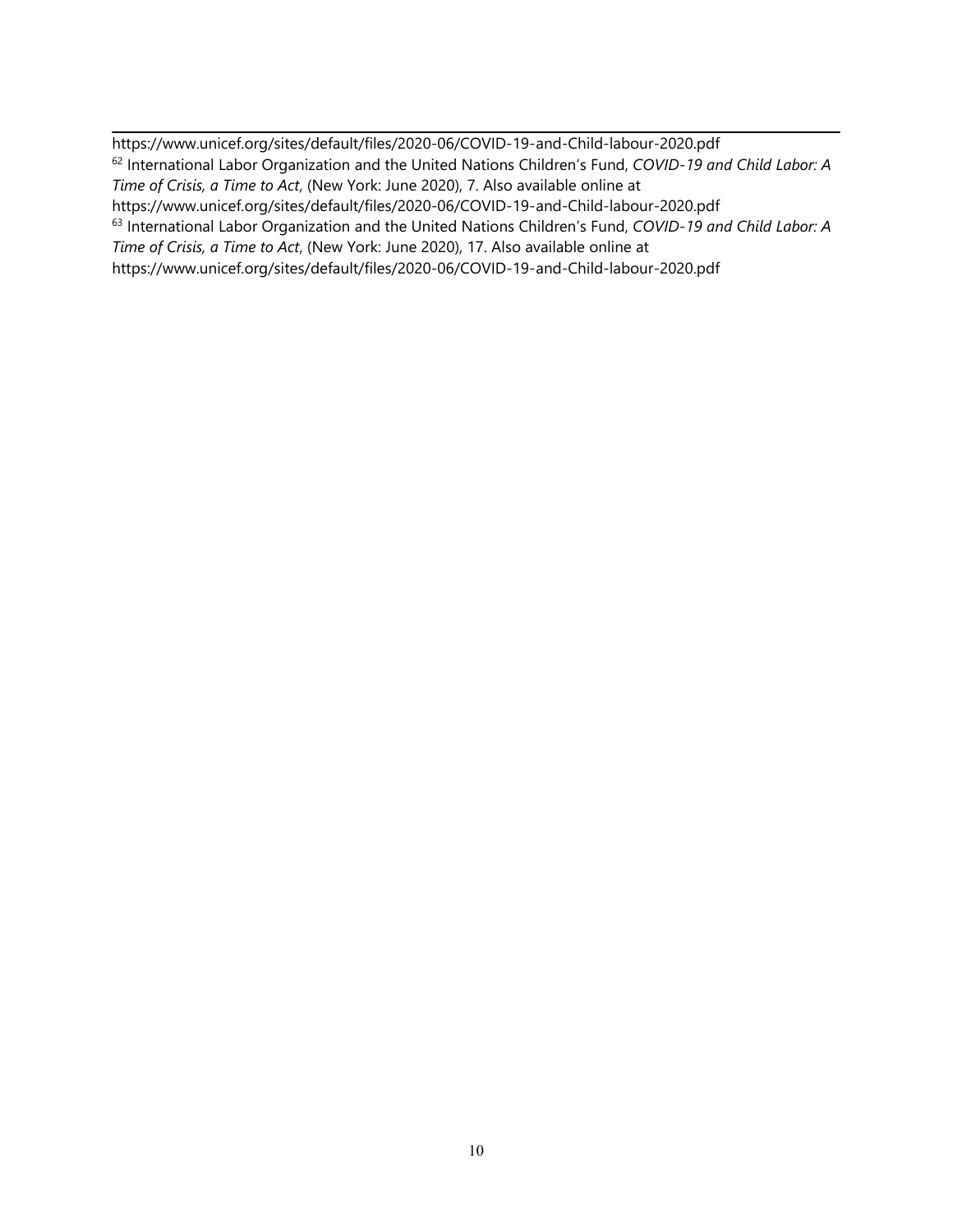https://www.unicef.org/sites/default/files/2020-06/COVID-19-and-Child-labour-2020.pdf

[62] International Labor Organization and the United Nations Children's Fund, *COVID-19 and Child Labor: A Time of Crisis, a Time to Act*, (New York: June 2020), 7. Also available online at https://www.unicef.org/sites/default/files/2020-06/COVID-19-and-Child-labour-2020.pdf

[63] International Labor Organization and the United Nations Children's Fund, *COVID-19 and Child Labor: A Time of Crisis, a Time to Act*, (New York: June 2020), 17. Also available online at https://www.unicef.org/sites/default/files/2020-06/COVID-19-and-Child-labour-2020.pdf